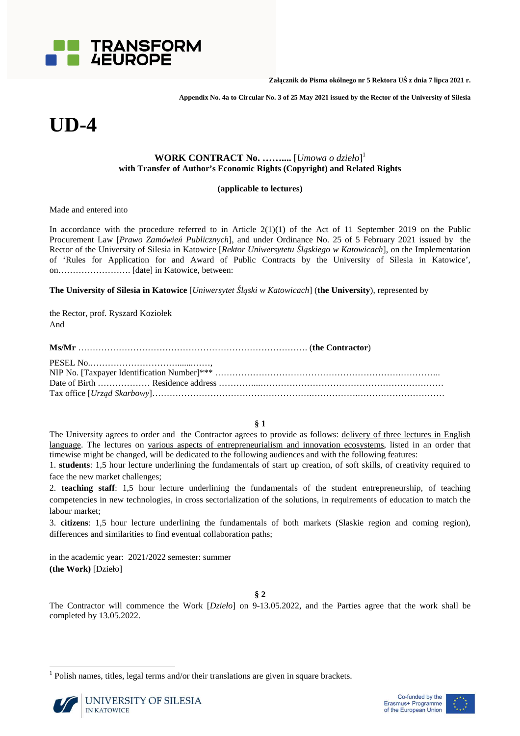Załącznik do Pisma okólnego nr 5 Rektora UŚ z dnia 7 lipca 2021 r.

Appendix No. 4a to Circular No. 3 of 25 May 2021 issued by the Rector of the University of Silesia

# UD-4

**WORK CONTRACT No. ……....** [*Umowa o dzieło*][1]
**with Transfer of Author's Economic Rights (Copyright) and Related Rights**

**(applicable to lectures)**

Made and entered into

In accordance with the procedure referred to in Article 2(1)(1) of the Act of 11 September 2019 on the Public Procurement Law [*Prawo Zamówień Publicznych*], and under Ordinance No. 25 of 5 February 2021 issued by the Rector of the University of Silesia in Katowice [*Rektor Uniwersytetu Śląskiego w Katowicach*], on the Implementation of 'Rules for Application for and Award of Public Contracts by the University of Silesia in Katowice', on……………………. [date] in Katowice, between:

**The University of Silesia in Katowice** [*Uniwersytet Śląski w Katowicach*] (**the University**), represented by

the Rector, prof. Ryszard Koziołek
And

**Ms/Mr** ……………………………………………………………………. (**the Contractor**)

PESEL No.………………………….......……,
NIP No. [Taxpayer Identification Number]*** ………………………………………………………….…………..
Date of Birth ……………… Residence address …………...………………………………………………………
Tax office [*Urząd Skarbowy*]…………………………………………….………….……………………………

**§ 1**

The University agrees to order and the Contractor agrees to provide as follows: delivery of three lectures in English language. The lectures on various aspects of entrepreneurialism and innovation ecosystems, listed in an order that timewise might be changed, will be dedicated to the following audiences and with the following features:

1. **students**: 1,5 hour lecture underlining the fundamentals of start up creation, of soft skills, of creativity required to face the new market challenges;
2. **teaching staff**: 1,5 hour lecture underlining the fundamentals of the student entrepreneurship, of teaching competencies in new technologies, in cross sectorialization of the solutions, in requirements of education to match the labour market;
3. **citizens**: 1,5 hour lecture underlining the fundamentals of both markets (Slaskie region and coming region), differences and similarities to find eventual collaboration paths;

in the academic year: 2021/2022 semester: summer
**(the Work)** [Dzieło]

**§ 2**

The Contractor will commence the Work [*Dzieło*] on 9-13.05.2022, and the Parties agree that the work shall be completed by 13.05.2022.

[1] Polish names, titles, legal terms and/or their translations are given in square brackets.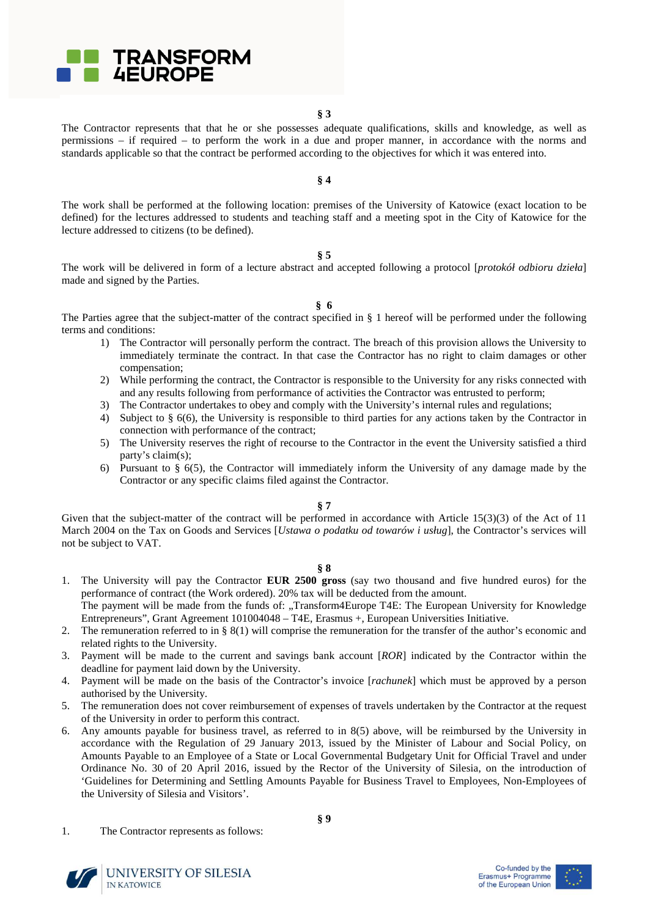**§ 3**

The Contractor represents that that he or she possesses adequate qualifications, skills and knowledge, as well as permissions – if required – to perform the work in a due and proper manner, in accordance with the norms and standards applicable so that the contract be performed according to the objectives for which it was entered into.

**§ 4**

The work shall be performed at the following location: premises of the University of Katowice (exact location to be defined) for the lectures addressed to students and teaching staff and a meeting spot in the City of Katowice for the lecture addressed to citizens (to be defined).

**§ 5**

The work will be delivered in form of a lecture abstract and accepted following a protocol [*protokół odbioru dzieła*] made and signed by the Parties.

**§ 6**

The Parties agree that the subject-matter of the contract specified in § 1 hereof will be performed under the following terms and conditions:

1) The Contractor will personally perform the contract. The breach of this provision allows the University to immediately terminate the contract. In that case the Contractor has no right to claim damages or other compensation;
2) While performing the contract, the Contractor is responsible to the University for any risks connected with and any results following from performance of activities the Contractor was entrusted to perform;
3) The Contractor undertakes to obey and comply with the University's internal rules and regulations;
4) Subject to § 6(6), the University is responsible to third parties for any actions taken by the Contractor in connection with performance of the contract;
5) The University reserves the right of recourse to the Contractor in the event the University satisfied a third party's claim(s);
6) Pursuant to § 6(5), the Contractor will immediately inform the University of any damage made by the Contractor or any specific claims filed against the Contractor.

**§ 7**

Given that the subject-matter of the contract will be performed in accordance with Article 15(3)(3) of the Act of 11 March 2004 on the Tax on Goods and Services [*Ustawa o podatku od towarów i usług*], the Contractor's services will not be subject to VAT.

**§ 8**

1. The University will pay the Contractor **EUR 2500 gross** (say two thousand and five hundred euros) for the performance of contract (the Work ordered). 20% tax will be deducted from the amount.
   The payment will be made from the funds of: „Transform4Europe T4E: The European University for Knowledge Entrepreneurs", Grant Agreement 101004048 – T4E, Erasmus +, European Universities Initiative.
2. The remuneration referred to in § 8(1) will comprise the remuneration for the transfer of the author's economic and related rights to the University.
3. Payment will be made to the current and savings bank account [*ROR*] indicated by the Contractor within the deadline for payment laid down by the University.
4. Payment will be made on the basis of the Contractor's invoice [*rachunek*] which must be approved by a person authorised by the University.
5. The remuneration does not cover reimbursement of expenses of travels undertaken by the Contractor at the request of the University in order to perform this contract.
6. Any amounts payable for business travel, as referred to in 8(5) above, will be reimbursed by the University in accordance with the Regulation of 29 January 2013, issued by the Minister of Labour and Social Policy, on Amounts Payable to an Employee of a State or Local Governmental Budgetary Unit for Official Travel and under Ordinance No. 30 of 20 April 2016, issued by the Rector of the University of Silesia, on the introduction of 'Guidelines for Determining and Settling Amounts Payable for Business Travel to Employees, Non-Employees of the University of Silesia and Visitors'.

**§ 9**

1. The Contractor represents as follows: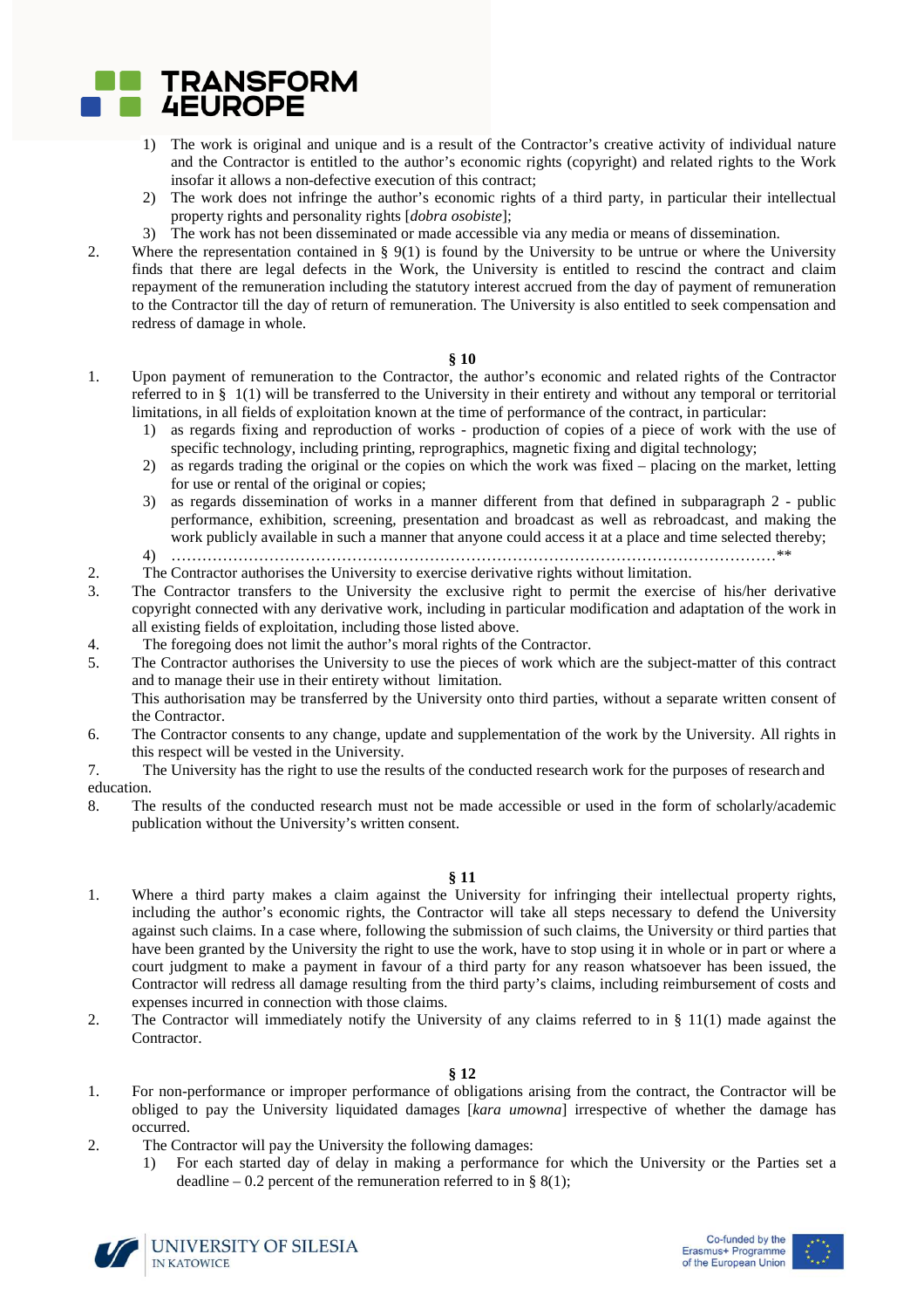1) The work is original and unique and is a result of the Contractor's creative activity of individual nature and the Contractor is entitled to the author's economic rights (copyright) and related rights to the Work insofar it allows a non-defective execution of this contract;
2) The work does not infringe the author's economic rights of a third party, in particular their intellectual property rights and personality rights [*dobra osobiste*];
3) The work has not been disseminated or made accessible via any media or means of dissemination.

2. Where the representation contained in § 9(1) is found by the University to be untrue or where the University finds that there are legal defects in the Work, the University is entitled to rescind the contract and claim repayment of the remuneration including the statutory interest accrued from the day of payment of remuneration to the Contractor till the day of return of remuneration. The University is also entitled to seek compensation and redress of damage in whole.

**§ 10**

1. Upon payment of remuneration to the Contractor, the author's economic and related rights of the Contractor referred to in § 1(1) will be transferred to the University in their entirety and without any temporal or territorial limitations, in all fields of exploitation known at the time of performance of the contract, in particular:
   1) as regards fixing and reproduction of works - production of copies of a piece of work with the use of specific technology, including printing, reprographics, magnetic fixing and digital technology;
   2) as regards trading the original or the copies on which the work was fixed – placing on the market, letting for use or rental of the original or copies;
   3) as regards dissemination of works in a manner different from that defined in subparagraph 2 - public performance, exhibition, screening, presentation and broadcast as well as rebroadcast, and making the work publicly available in such a manner that anyone could access it at a place and time selected thereby;
   4) ……………………………………………………………………………………………………**
2. The Contractor authorises the University to exercise derivative rights without limitation.
3. The Contractor transfers to the University the exclusive right to permit the exercise of his/her derivative copyright connected with any derivative work, including in particular modification and adaptation of the work in all existing fields of exploitation, including those listed above.
4. The foregoing does not limit the author's moral rights of the Contractor.
5. The Contractor authorises the University to use the pieces of work which are the subject-matter of this contract and to manage their use in their entirety without limitation.
   This authorisation may be transferred by the University onto third parties, without a separate written consent of the Contractor.
6. The Contractor consents to any change, update and supplementation of the work by the University. All rights in this respect will be vested in the University.
7. The University has the right to use the results of the conducted research work for the purposes of research and education.
8. The results of the conducted research must not be made accessible or used in the form of scholarly/academic publication without the University's written consent.

**§ 11**

1. Where a third party makes a claim against the University for infringing their intellectual property rights, including the author's economic rights, the Contractor will take all steps necessary to defend the University against such claims. In a case where, following the submission of such claims, the University or third parties that have been granted by the University the right to use the work, have to stop using it in whole or in part or where a court judgment to make a payment in favour of a third party for any reason whatsoever has been issued, the Contractor will redress all damage resulting from the third party's claims, including reimbursement of costs and expenses incurred in connection with those claims.
2. The Contractor will immediately notify the University of any claims referred to in § 11(1) made against the Contractor.

**§ 12**

1. For non-performance or improper performance of obligations arising from the contract, the Contractor will be obliged to pay the University liquidated damages [*kara umowna*] irrespective of whether the damage has occurred.
2. The Contractor will pay the University the following damages:
   1) For each started day of delay in making a performance for which the University or the Parties set a deadline – 0.2 percent of the remuneration referred to in § 8(1);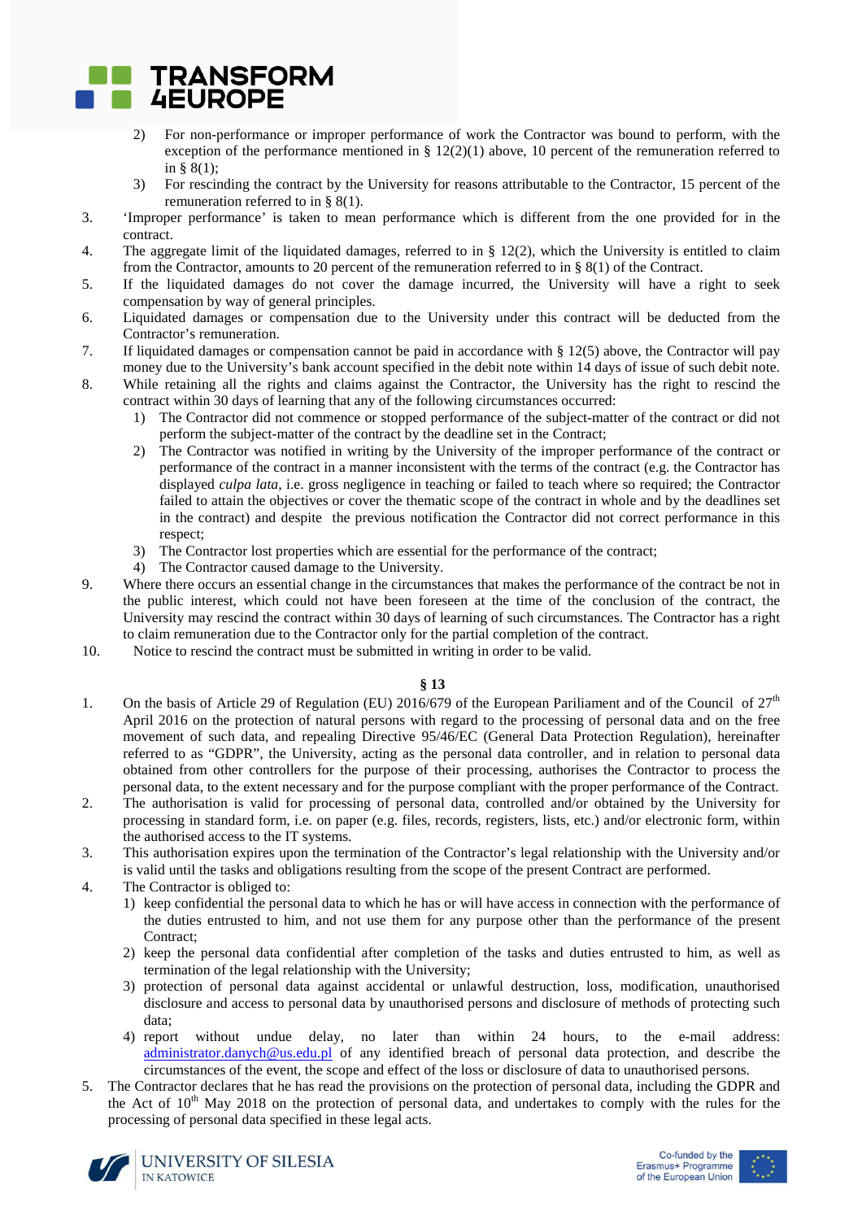2) For non-performance or improper performance of work the Contractor was bound to perform, with the exception of the performance mentioned in § 12(2)(1) above, 10 percent of the remuneration referred to in § 8(1);
3) For rescinding the contract by the University for reasons attributable to the Contractor, 15 percent of the remuneration referred to in § 8(1).

3. 'Improper performance' is taken to mean performance which is different from the one provided for in the contract.
4. The aggregate limit of the liquidated damages, referred to in § 12(2), which the University is entitled to claim from the Contractor, amounts to 20 percent of the remuneration referred to in § 8(1) of the Contract.
5. If the liquidated damages do not cover the damage incurred, the University will have a right to seek compensation by way of general principles.
6. Liquidated damages or compensation due to the University under this contract will be deducted from the Contractor's remuneration.
7. If liquidated damages or compensation cannot be paid in accordance with § 12(5) above, the Contractor will pay money due to the University's bank account specified in the debit note within 14 days of issue of such debit note.
8. While retaining all the rights and claims against the Contractor, the University has the right to rescind the contract within 30 days of learning that any of the following circumstances occurred:
   1) The Contractor did not commence or stopped performance of the subject-matter of the contract or did not perform the subject-matter of the contract by the deadline set in the Contract;
   2) The Contractor was notified in writing by the University of the improper performance of the contract or performance of the contract in a manner inconsistent with the terms of the contract (e.g. the Contractor has displayed *culpa lata*, i.e. gross negligence in teaching or failed to teach where so required; the Contractor failed to attain the objectives or cover the thematic scope of the contract in whole and by the deadlines set in the contract) and despite the previous notification the Contractor did not correct performance in this respect;
   3) The Contractor lost properties which are essential for the performance of the contract;
   4) The Contractor caused damage to the University.
9. Where there occurs an essential change in the circumstances that makes the performance of the contract be not in the public interest, which could not have been foreseen at the time of the conclusion of the contract, the University may rescind the contract within 30 days of learning of such circumstances. The Contractor has a right to claim remuneration due to the Contractor only for the partial completion of the contract.
10. Notice to rescind the contract must be submitted in writing in order to be valid.

**§ 13**

1. On the basis of Article 29 of Regulation (EU) 2016/679 of the European Pariliament and of the Council of 27th April 2016 on the protection of natural persons with regard to the processing of personal data and on the free movement of such data, and repealing Directive 95/46/EC (General Data Protection Regulation), hereinafter referred to as "GDPR", the University, acting as the personal data controller, and in relation to personal data obtained from other controllers for the purpose of their processing, authorises the Contractor to process the personal data, to the extent necessary and for the purpose compliant with the proper performance of the Contract.
2. The authorisation is valid for processing of personal data, controlled and/or obtained by the University for processing in standard form, i.e. on paper (e.g. files, records, registers, lists, etc.) and/or electronic form, within the authorised access to the IT systems.
3. This authorisation expires upon the termination of the Contractor's legal relationship with the University and/or is valid until the tasks and obligations resulting from the scope of the present Contract are performed.
4. The Contractor is obliged to:
   1) keep confidential the personal data to which he has or will have access in connection with the performance of the duties entrusted to him, and not use them for any purpose other than the performance of the present Contract;
   2) keep the personal data confidential after completion of the tasks and duties entrusted to him, as well as termination of the legal relationship with the University;
   3) protection of personal data against accidental or unlawful destruction, loss, modification, unauthorised disclosure and access to personal data by unauthorised persons and disclosure of methods of protecting such data;
   4) report without undue delay, no later than within 24 hours, to the e-mail address: administrator.danych@us.edu.pl of any identified breach of personal data protection, and describe the circumstances of the event, the scope and effect of the loss or disclosure of data to unauthorised persons.
5. The Contractor declares that he has read the provisions on the protection of personal data, including the GDPR and the Act of 10th May 2018 on the protection of personal data, and undertakes to comply with the rules for the processing of personal data specified in these legal acts.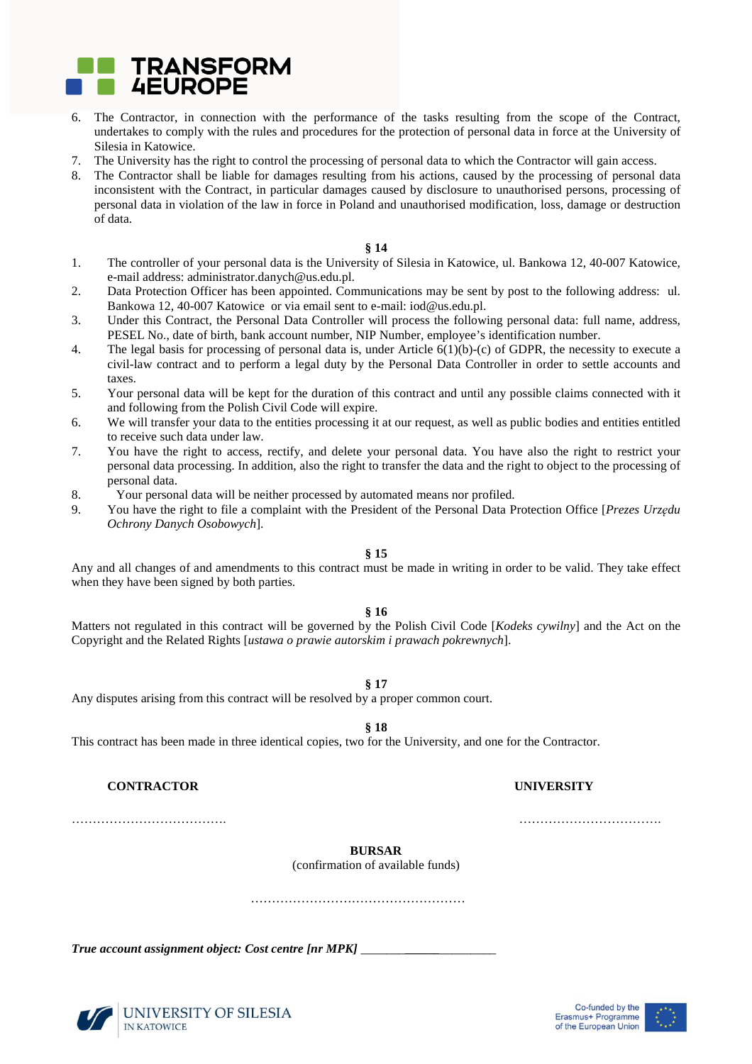6. The Contractor, in connection with the performance of the tasks resulting from the scope of the Contract, undertakes to comply with the rules and procedures for the protection of personal data in force at the University of Silesia in Katowice.
7. The University has the right to control the processing of personal data to which the Contractor will gain access.
8. The Contractor shall be liable for damages resulting from his actions, caused by the processing of personal data inconsistent with the Contract, in particular damages caused by disclosure to unauthorised persons, processing of personal data in violation of the law in force in Poland and unauthorised modification, loss, damage or destruction of data.

**§ 14**

1. The controller of your personal data is the University of Silesia in Katowice, ul. Bankowa 12, 40-007 Katowice, e-mail address: administrator.danych@us.edu.pl.
2. Data Protection Officer has been appointed. Communications may be sent by post to the following address: ul. Bankowa 12, 40-007 Katowice or via email sent to e-mail: iod@us.edu.pl.
3. Under this Contract, the Personal Data Controller will process the following personal data: full name, address, PESEL No., date of birth, bank account number, NIP Number, employee's identification number.
4. The legal basis for processing of personal data is, under Article 6(1)(b)-(c) of GDPR, the necessity to execute a civil-law contract and to perform a legal duty by the Personal Data Controller in order to settle accounts and taxes.
5. Your personal data will be kept for the duration of this contract and until any possible claims connected with it and following from the Polish Civil Code will expire.
6. We will transfer your data to the entities processing it at our request, as well as public bodies and entities entitled to receive such data under law.
7. You have the right to access, rectify, and delete your personal data. You have also the right to restrict your personal data processing. In addition, also the right to transfer the data and the right to object to the processing of personal data.
8. Your personal data will be neither processed by automated means nor profiled.
9. You have the right to file a complaint with the President of the Personal Data Protection Office [*Prezes Urzędu Ochrony Danych Osobowych*].

**§ 15**

Any and all changes of and amendments to this contract must be made in writing in order to be valid. They take effect when they have been signed by both parties.

**§ 16**

Matters not regulated in this contract will be governed by the Polish Civil Code [*Kodeks cywilny*] and the Act on the Copyright and the Related Rights [*ustawa o prawie autorskim i prawach pokrewnych*].

**§ 17**

Any disputes arising from this contract will be resolved by a proper common court.

**§ 18**

This contract has been made in three identical copies, two for the University, and one for the Contractor.

**CONTRACTOR** ………………………………. 

**UNIVERSITY** …………………………….

**BURSAR**
(confirmation of available funds)

……………………………………………

***True account assignment object: Cost centre [nr MPK]*** ______________________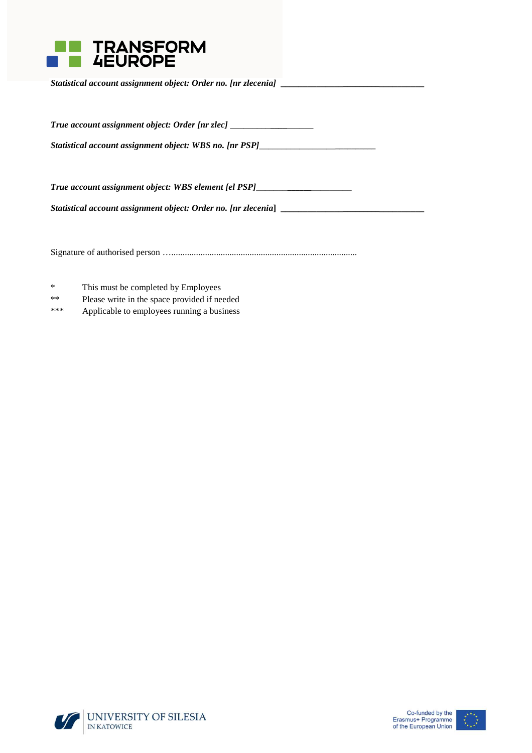*Statistical account assignment object: Order no. [nr zlecenia]* ___________________________________

*True account assignment object: Order [nr zlec]* _____________________

*Statistical account assignment object: WBS no. [nr PSP]*_____________________________

*True account assignment object: WBS element [el PSP]*________________________

*Statistical account assignment object: Order no. [nr zlecenia]* ___________________________________

Signature of authorised person …...................................................................................

\* This must be completed by Employees

\** Please write in the space provided if needed

\*** Applicable to employees running a business